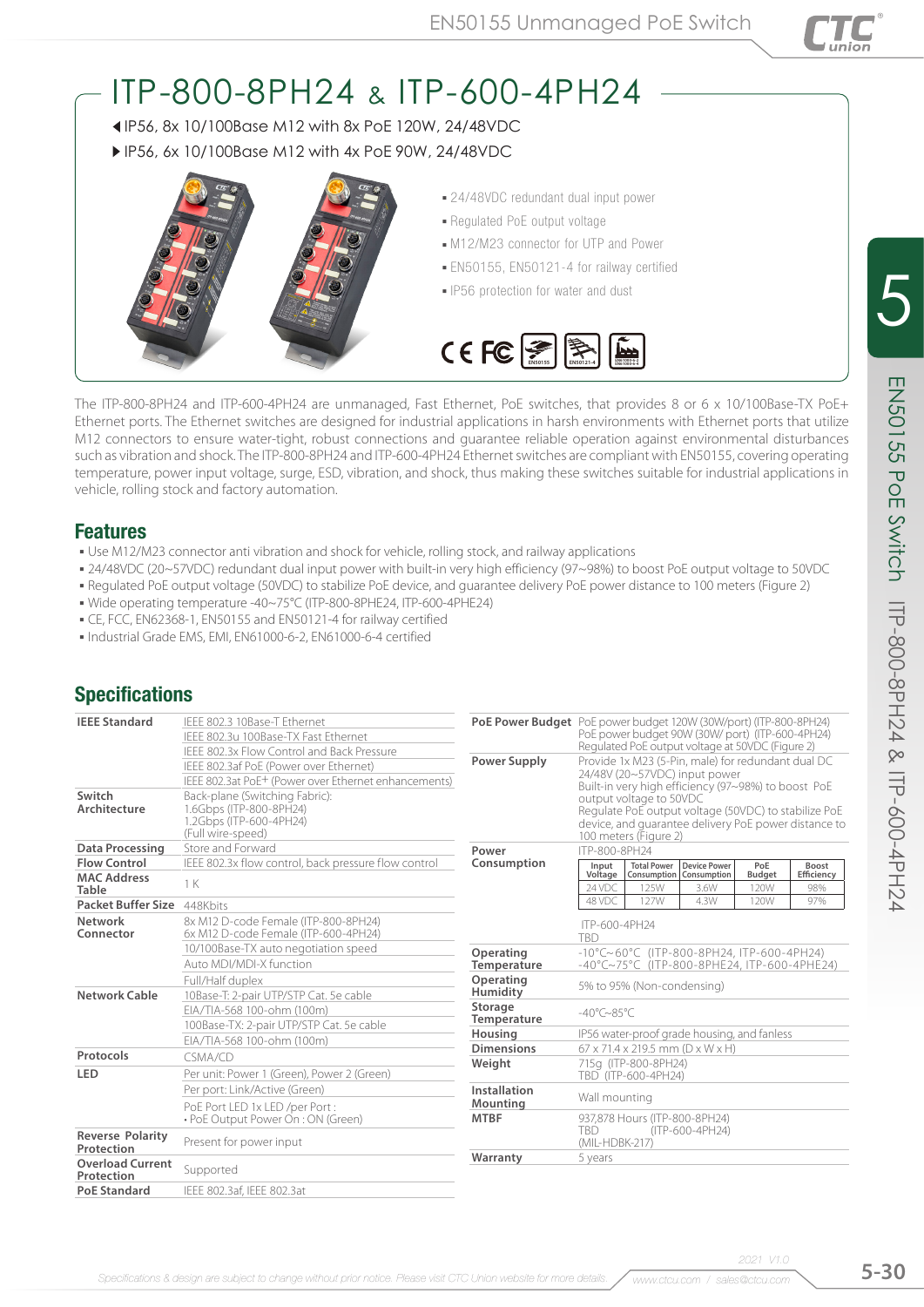# ITP-800-8PH24 & ITP-600-4PH24

◀IP56, 8x 10/100Base M12 with 8x PoE 120W, 24/48VDC

▶IP56, 6x 10/100Base M12 with 4x PoE 90W, 24/48VDC

- 24/48VDC redundant dual input power
- Regulated PoE output voltage
- M12/M23 connector for UTP and Power
- EN50155, EN50121-4 for railway certified
- IP56 protection for water and dust

The ITP-800-8PH24 and ITP-600-4PH24 are unmanaged, Fast Ethernet, PoE switches, that provides 8 or 6 x 10/100Base-TX PoE+ Ethernet ports. The Ethernet switches are designed for industrial applications in harsh environments with Ethernet ports that utilize M12 connectors to ensure water-tight, robust connections and guarantee reliable operation against environmental disturbances such as vibration and shock. The ITP-800-8PH24 and ITP-600-4PH24 Ethernet switches are compliant with EN50155, covering operating temperature, power input voltage, surge, ESD, vibration, and shock, thus making these switches suitable for industrial applications in vehicle, rolling stock and factory automation.

## Features

- Use M12/M23 connector anti vibration and shock for vehicle, rolling stock, and railway applications
- 24/48VDC (20~57VDC) redundant dual input power with built-in very high efficiency (97~98%) to boost PoE output voltage to 50VDC
- Regulated PoE output voltage (50VDC) to stabilize PoE device, and guarantee delivery PoE power distance to 100 meters (Figure 2)
- Wide operating temperature -40~75°C (ITP-800-8PHE24, ITP-600-4PHE24)
- CE, FCC, EN62368-1, EN50155 and EN50121-4 for railway certified
- Industrial Grade EMS, EMI, EN61000-6-2, EN61000-6-4 certified

## Specifications

| | |
|---|---|
| **IEEE Standard** | IEEE 802.3 10Base-T Ethernet<br>IEEE 802.3u 100Base-TX Fast Ethernet<br>IEEE 802.3x Flow Control and Back Pressure<br>IEEE 802.3af PoE (Power over Ethernet)<br>IEEE 802.3at PoE+ (Power over Ethernet enhancements) |
| **Switch Architecture** | Back-plane (Switching Fabric):<br>1.6Gbps (ITP-800-8PH24)<br>1.2Gbps (ITP-600-4PH24)<br>(Full wire-speed) |
| **Data Processing** | Store and Forward |
| **Flow Control** | IEEE 802.3x flow control, back pressure flow control |
| **MAC Address Table** | 1 K |
| **Packet Buffer Size** | 448Kbits |
| **Network Connector** | 8x M12 D-code Female (ITP-800-8PH24)<br>6x M12 D-code Female (ITP-600-4PH24)<br>10/100Base-TX auto negotiation speed<br>Auto MDI/MDI-X function<br>Full/Half duplex |
| **Network Cable** | 10Base-T: 2-pair UTP/STP Cat. 5e cable<br>EIA/TIA-568 100-ohm (100m)<br>100Base-TX: 2-pair UTP/STP Cat. 5e cable<br>EIA/TIA-568 100-ohm (100m) |
| **Protocols** | CSMA/CD |
| **LED** | Per unit: Power 1 (Green), Power 2 (Green)<br>Per port: Link/Active (Green)<br>PoE Port LED 1x LED /per Port :<br>• PoE Output Power On : ON (Green) |
| **Reverse Polarity Protection** | Present for power input |
| **Overload Current Protection** | Supported |
| **PoE Standard** | IEEE 802.3af, IEEE 802.3at |
| **PoE Power Budget** | PoE power budget 120W (30W/port) (ITP-800-8PH24)<br>PoE power budget 90W (30W/ port) (ITP-600-4PH24)<br>Regulated PoE output voltage at 50VDC (Figure 2) |
| **Power Supply** | Provide 1x M23 (5-Pin, male) for redundant dual DC 24/48V (20~57VDC) input power<br>Built-in very high efficiency (97~98%) to boost PoE output voltage to 50VDC<br>Regulate PoE output voltage (50VDC) to stabilize PoE device, and guarantee delivery PoE power distance to 100 meters (Figure 2) |
| **Power Consumption** | ITP-800-8PH24 (see table below)<br>ITP-600-4PH24<br>TBD |
| **Operating Temperature** | -10°C~60°C (ITP-800-8PH24, ITP-600-4PH24)<br>-40°C~75°C (ITP-800-8PHE24, ITP-600-4PHE24) |
| **Operating Humidity** | 5% to 95% (Non-condensing) |
| **Storage Temperature** | -40°C~85°C |
| **Housing** | IP56 water-proof grade housing, and fanless |
| **Dimensions** | 67 x 71.4 x 219.5 mm (D x W x H) |
| **Weight** | 715g (ITP-800-8PH24)<br>TBD (ITP-600-4PH24) |
| **Installation Mounting** | Wall mounting |
| **MTBF** | 937,878 Hours (ITP-800-8PH24)<br>TBD (ITP-600-4PH24)<br>(MIL-HDBK-217) |
| **Warranty** | 5 years |

Power Consumption – ITP-800-8PH24:

| Input Voltage | Total Power Consumption | Device Power Consumption | PoE Budget | Boost Efficiency |
|---|---|---|---|---|
| 24 VDC | 125W | 3.6W | 120W | 98% |
| 48 VDC | 127W | 4.3W | 120W | 97% |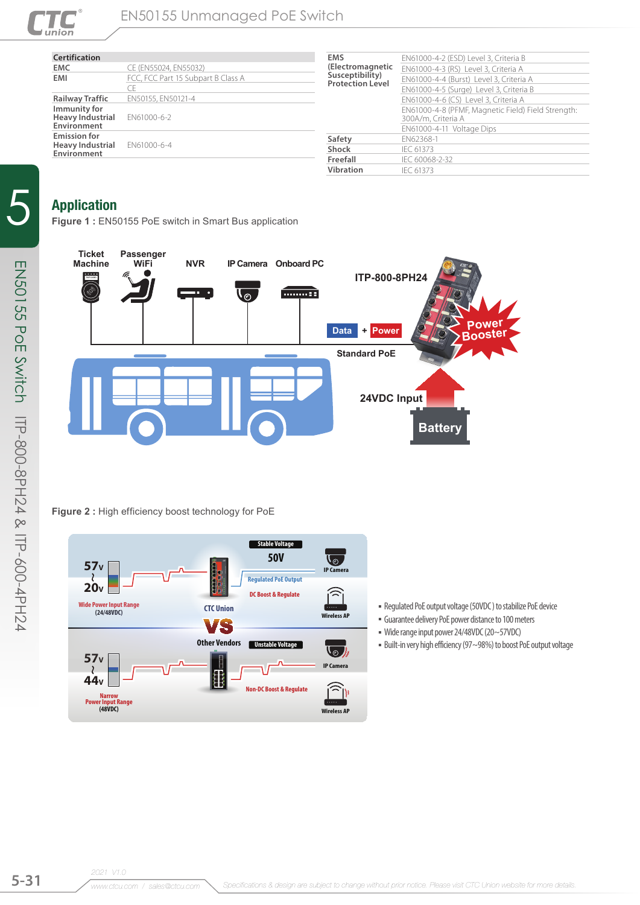| Certification | |
|---|---|
| EMC | CE (EN55024, EN55032) |
| EMI | FCC, FCC Part 15 Subpart B Class A |
| | CE |
| Railway Traffic | EN50155, EN50121-4 |
| Immunity for Heavy Industrial Environment | EN61000-6-2 |
| Emission for Heavy Industrial Environment | EN61000-6-4 |

| | |
|---|---|
| EMS (Electromagnetic Susceptibility) Protection Level | EN61000-4-2 (ESD) Level 3, Criteria B |
| | EN61000-4-3 (RS) Level 3, Criteria A |
| | EN61000-4-4 (Burst) Level 3, Criteria A |
| | EN61000-4-5 (Surge) Level 3, Criteria B |
| | EN61000-4-6 (CS) Level 3, Criteria A |
| | EN61000-4-8 (PFMF, Magnetic Field) Field Strength: 300A/m, Criteria A |
| | EN61000-4-11 Voltage Dips |
| Safety | EN62368-1 |
| Shock | IEC 61373 |
| Freefall | IEC 60068-2-32 |
| Vibration | IEC 61373 |

## Application

**Figure 1 :** EN50155 PoE switch in Smart Bus application

Ticket Machine, Passenger WiFi, NVR, IP Camera, Onboard PC

ITP-800-8PH24

Data + Power

Standard PoE

Power Booster

24VDC Input

Battery

**Figure 2 :** High efficiency boost technology for PoE

CTC Union: 57V ~ 20V, Wide Power Input Range (24/48VDC) — DC Boost & Regulate — Stable Voltage 50V, Regulated PoE Output — IP Camera, Wireless AP

VS

Other Vendors: 57V ~ 44V, Narrow Power Input Range (48VDC) — Non-DC Boost & Regulate — Unstable Voltage — IP Camera, Wireless AP

- Regulated PoE output voltage (50VDC) to stabilize PoE device
- Guarantee delivery PoE power distance to 100 meters
- Wide range input power 24/48VDC (20~57VDC)
- Built-in very high efficiency (97~98%) to boost PoE output voltage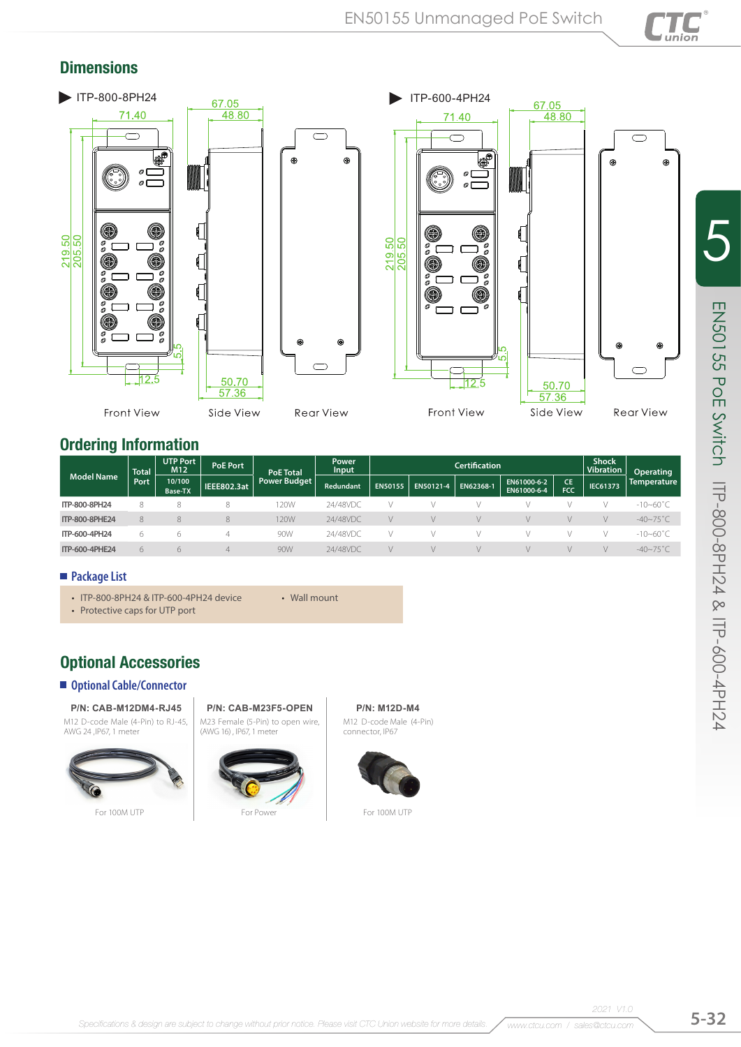## Dimensions

▶ ITP-800-8PH24

71.40
67.05
48.80
219.50
205.50
5.5
12.5
50.70
57.36

Front View　Side View　Rear View

▶ ITP-600-4PH24

71.40
67.05
48.80
219.50
205.50
5.5
12.5
50.70
57.36

Front View　Side View　Rear View

## Ordering Information

| Model Name | Total Port | UTP Port M12 | PoE Port | PoE Total Power Budget | Power Input | Certification | | | | | Shock Vibration | Operating Temperature |
|---|---|---|---|---|---|---|---|---|---|---|---|---|
| | | 10/100 Base-TX | IEEE802.3at | | Redundant | EN50155 | EN50121-4 | EN62368-1 | EN61000-6-2 EN61000-6-4 | CE FCC | IEC61373 | |
| ITP-800-8PH24 | 8 | 8 | 8 | 120W | 24/48VDC | V | V | V | V | V | V | -10~60˚C |
| ITP-800-8PHE24 | 8 | 8 | 8 | 120W | 24/48VDC | V | V | V | V | V | V | -40~75˚C |
| ITP-600-4PH24 | 6 | 6 | 4 | 90W | 24/48VDC | V | V | V | V | V | V | -10~60˚C |
| ITP-600-4PHE24 | 6 | 6 | 4 | 90W | 24/48VDC | V | V | V | V | V | V | -40~75˚C |

### Package List

- ITP-800-8PH24 & ITP-600-4PH24 device
- Protective caps for UTP port
- Wall mount

## Optional Accessories

### Optional Cable/Connector

**P/N: CAB-M12DM4-RJ45**
M12 D-code Male (4-Pin) to RJ-45, AWG 24 ,IP67, 1 meter

For 100M UTP

**P/N: CAB-M23F5-OPEN**
M23 Female (5-Pin) to open wire, (AWG 16) , IP67, 1 meter

For Power

**P/N: M12D-M4**
M12 D-code Male (4-Pin) connector, IP67

For 100M UTP

*Specifications & design are subject to change without prior notice. Please visit CTC Union website for more details.*